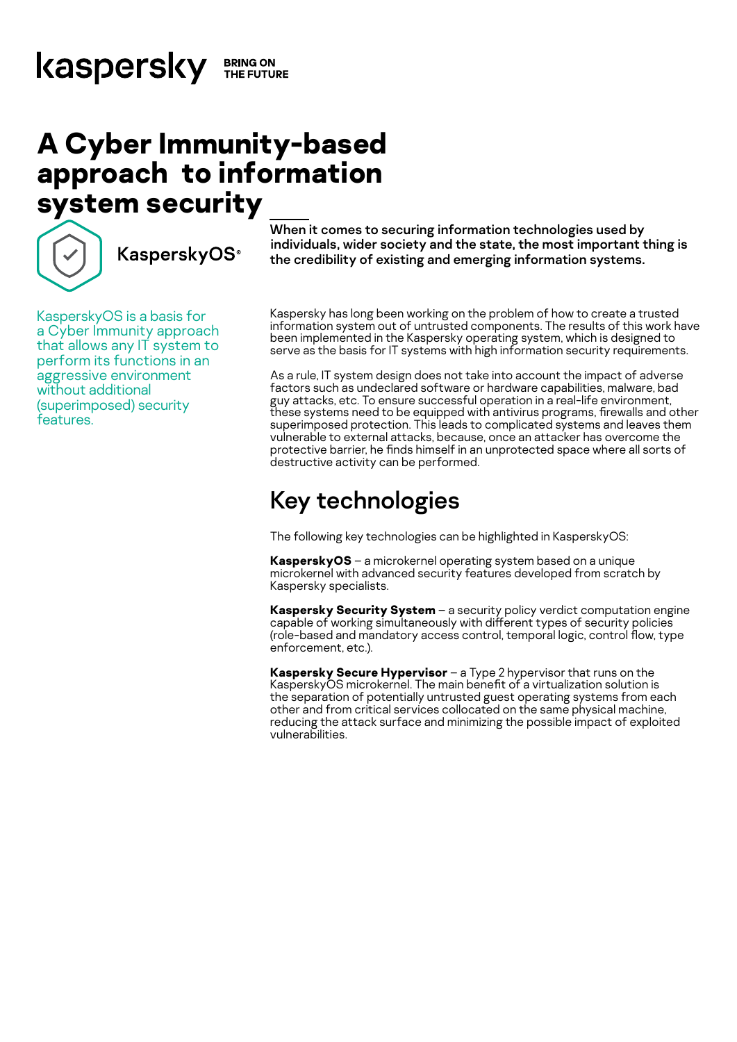kaspersky BRING ON THE FUTURE

# A Cyber Immunity-based approach to information system security

KasperskyOS®

**When it comes to securing information technologies used by individuals, wider society and the state, the most important thing is the credibility of existing and emerging information systems.**

KasperskyOS is a basis for a Cyber Immunity approach that allows any IT system to perform its functions in an aggressive environment without additional (superimposed) security features.

Kaspersky has long been working on the problem of how to create a trusted information system out of untrusted components. The results of this work have been implemented in the Kaspersky operating system, which is designed to serve as the basis for IT systems with high information security requirements.

As a rule, IT system design does not take into account the impact of adverse factors such as undeclared software or hardware capabilities, malware, bad guy attacks, etc. To ensure successful operation in a real-life environment, these systems need to be equipped with antivirus programs, firewalls and other superimposed protection. This leads to complicated systems and leaves them vulnerable to external attacks, because, once an attacker has overcome the protective barrier, he finds himself in an unprotected space where all sorts of destructive activity can be performed.

## Key technologies

The following key technologies can be highlighted in KasperskyOS:

**KasperskyOS** – a microkernel operating system based on a unique microkernel with advanced security features developed from scratch by Kaspersky specialists.

**Kaspersky Security System** – a security policy verdict computation engine capable of working simultaneously with different types of security policies (role-based and mandatory access control, temporal logic, control flow, type enforcement, etc.).

**Kaspersky Secure Hypervisor** – a Type 2 hypervisor that runs on the KasperskyOS microkernel. The main benefit of a virtualization solution is the separation of potentially untrusted guest operating systems from each other and from critical services collocated on the same physical machine, reducing the attack surface and minimizing the possible impact of exploited vulnerabilities.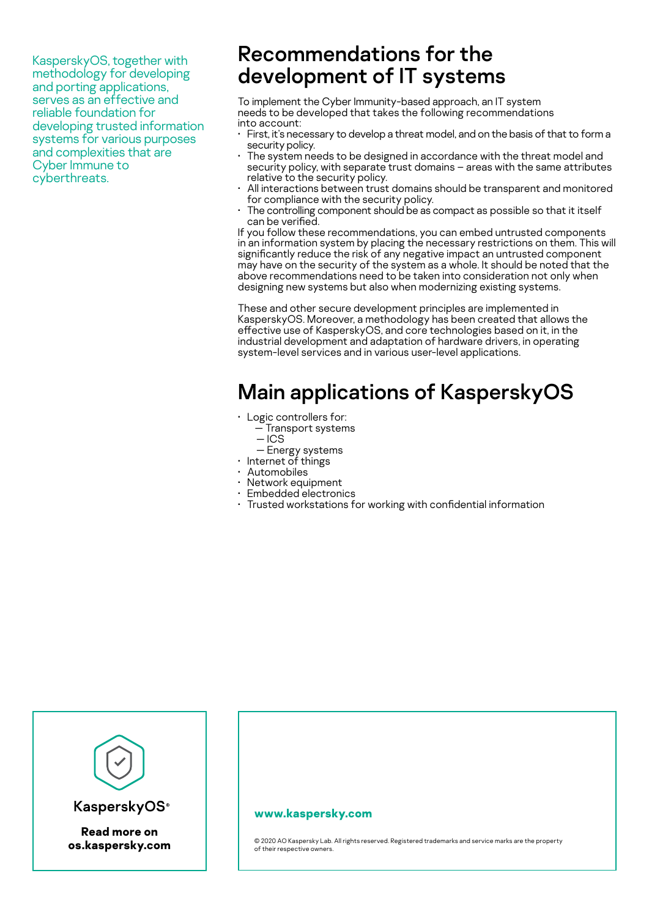KasperskyOS, together with methodology for developing and porting applications, serves as an effective and reliable foundation for developing trusted information systems for various purposes and complexities that are Cyber Immune to cyberthreats.

## Recommendations for the development of IT systems

To implement the Cyber Immunity-based approach, an IT system needs to be developed that takes the following recommendations into account:

- First, it's necessary to develop a threat model, and on the basis of that to form a security policy.
- The system needs to be designed in accordance with the threat model and security policy, with separate trust domains – areas with the same attributes relative to the security policy.
- All interactions between trust domains should be transparent and monitored for compliance with the security policy.
- The controlling component should be as compact as possible so that it itself can be verified.

If you follow these recommendations, you can embed untrusted components in an information system by placing the necessary restrictions on them. This will significantly reduce the risk of any negative impact an untrusted component may have on the security of the system as a whole. It should be noted that the above recommendations need to be taken into consideration not only when designing new systems but also when modernizing existing systems.

These and other secure development principles are implemented in KasperskyOS. Moreover, a methodology has been created that allows the effective use of KasperskyOS, and core technologies based on it, in the industrial development and adaptation of hardware drivers, in operating system-level services and in various user-level applications.

## Main applications of KasperskyOS

- Logic controllers for:
  - Transport systems
  - ICS
  - Energy systems
- Internet of things
- Automobiles
- Network equipment
- Embedded electronics
- Trusted workstations for working with confidential information

KasperskyOS®

**Read more on os.kaspersky.com**

**www.kaspersky.com**

© 2020 AO Kaspersky Lab. All rights reserved. Registered trademarks and service marks are the property of their respective owners.